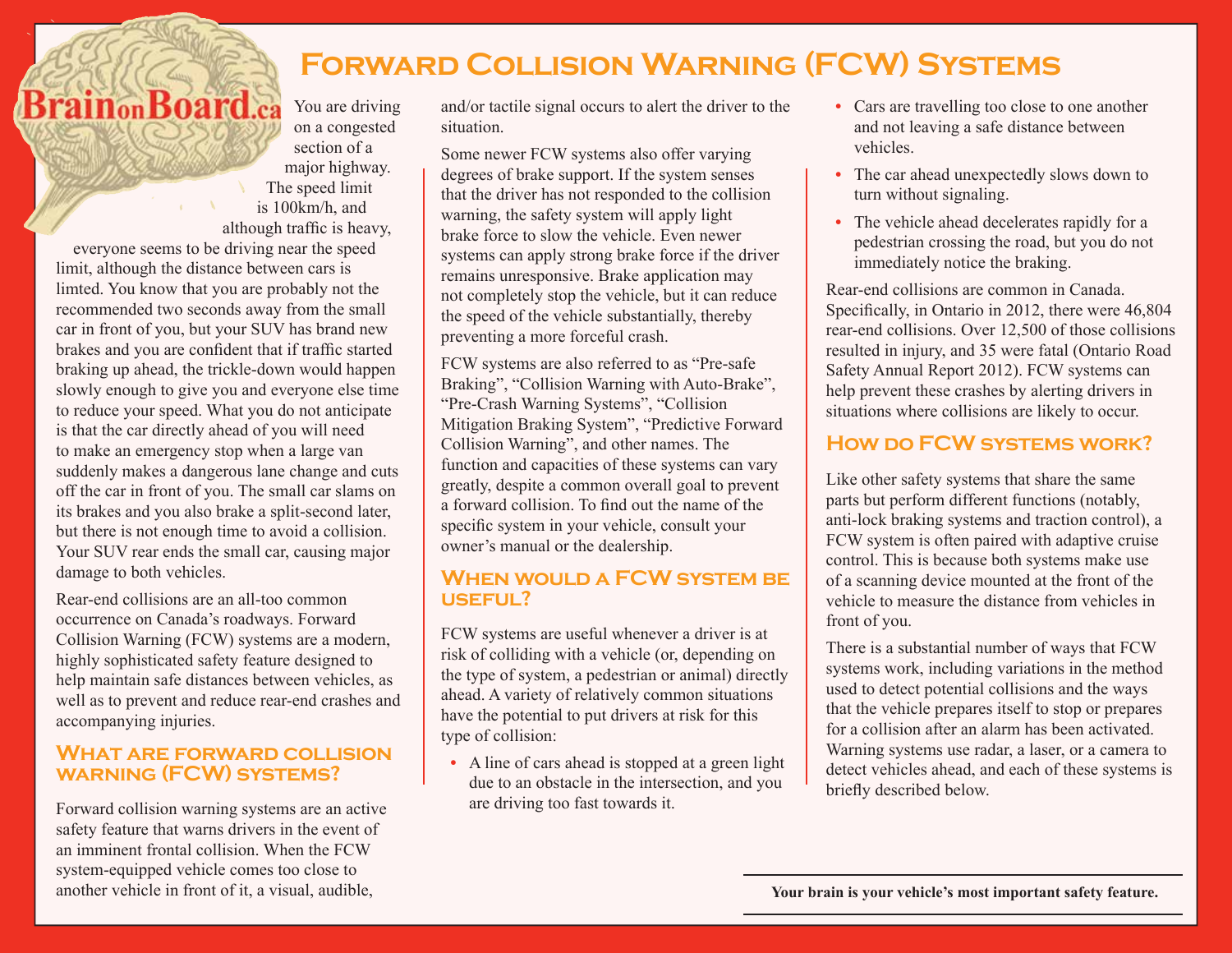# Forward Collision Warning (FCW) Systems

BrainonBoard.ca

You are driving on a congested section of a major highway. The speed limit is 100km/h, and although traffic is heavy, everyone seems to be driving near the speed limit, although the distance between cars is limted. You know that you are probably not the recommended two seconds away from the small car in front of you, but your SUV has brand new brakes and you are confident that if traffic started braking up ahead, the trickle-down would happen slowly enough to give you and everyone else time to reduce your speed. What you do not anticipate is that the car directly ahead of you will need to make an emergency stop when a large van suddenly makes a dangerous lane change and cuts off the car in front of you. The small car slams on its brakes and you also brake a split-second later, but there is not enough time to avoid a collision. Your SUV rear ends the small car, causing major damage to both vehicles.

Rear-end collisions are an all-too common occurrence on Canada's roadways. Forward Collision Warning (FCW) systems are a modern, highly sophisticated safety feature designed to help maintain safe distances between vehicles, as well as to prevent and reduce rear-end crashes and accompanying injuries.

## What are forward collision warning (FCW) systems?

Forward collision warning systems are an active safety feature that warns drivers in the event of an imminent frontal collision. When the FCW system-equipped vehicle comes too close to another vehicle in front of it, a visual, audible, and/or tactile signal occurs to alert the driver to the situation.

Some newer FCW systems also offer varying degrees of brake support. If the system senses that the driver has not responded to the collision warning, the safety system will apply light brake force to slow the vehicle. Even newer systems can apply strong brake force if the driver remains unresponsive. Brake application may not completely stop the vehicle, but it can reduce the speed of the vehicle substantially, thereby preventing a more forceful crash.

FCW systems are also referred to as "Pre-safe Braking", "Collision Warning with Auto-Brake", "Pre-Crash Warning Systems", "Collision Mitigation Braking System", "Predictive Forward Collision Warning", and other names. The function and capacities of these systems can vary greatly, despite a common overall goal to prevent a forward collision. To find out the name of the specific system in your vehicle, consult your owner's manual or the dealership.

## When would a FCW system be useful?

FCW systems are useful whenever a driver is at risk of colliding with a vehicle (or, depending on the type of system, a pedestrian or animal) directly ahead. A variety of relatively common situations have the potential to put drivers at risk for this type of collision:

- A line of cars ahead is stopped at a green light due to an obstacle in the intersection, and you are driving too fast towards it.
- Cars are travelling too close to one another and not leaving a safe distance between vehicles.
- The car ahead unexpectedly slows down to turn without signaling.
- The vehicle ahead decelerates rapidly for a pedestrian crossing the road, but you do not immediately notice the braking.

Rear-end collisions are common in Canada. Specifically, in Ontario in 2012, there were 46,804 rear-end collisions. Over 12,500 of those collisions resulted in injury, and 35 were fatal (Ontario Road Safety Annual Report 2012). FCW systems can help prevent these crashes by alerting drivers in situations where collisions are likely to occur.

## How do FCW systems work?

Like other safety systems that share the same parts but perform different functions (notably, anti-lock braking systems and traction control), a FCW system is often paired with adaptive cruise control. This is because both systems make use of a scanning device mounted at the front of the vehicle to measure the distance from vehicles in front of you.

There is a substantial number of ways that FCW systems work, including variations in the method used to detect potential collisions and the ways that the vehicle prepares itself to stop or prepares for a collision after an alarm has been activated. Warning systems use radar, a laser, or a camera to detect vehicles ahead, and each of these systems is briefly described below.

**Your brain is your vehicle's most important safety feature.**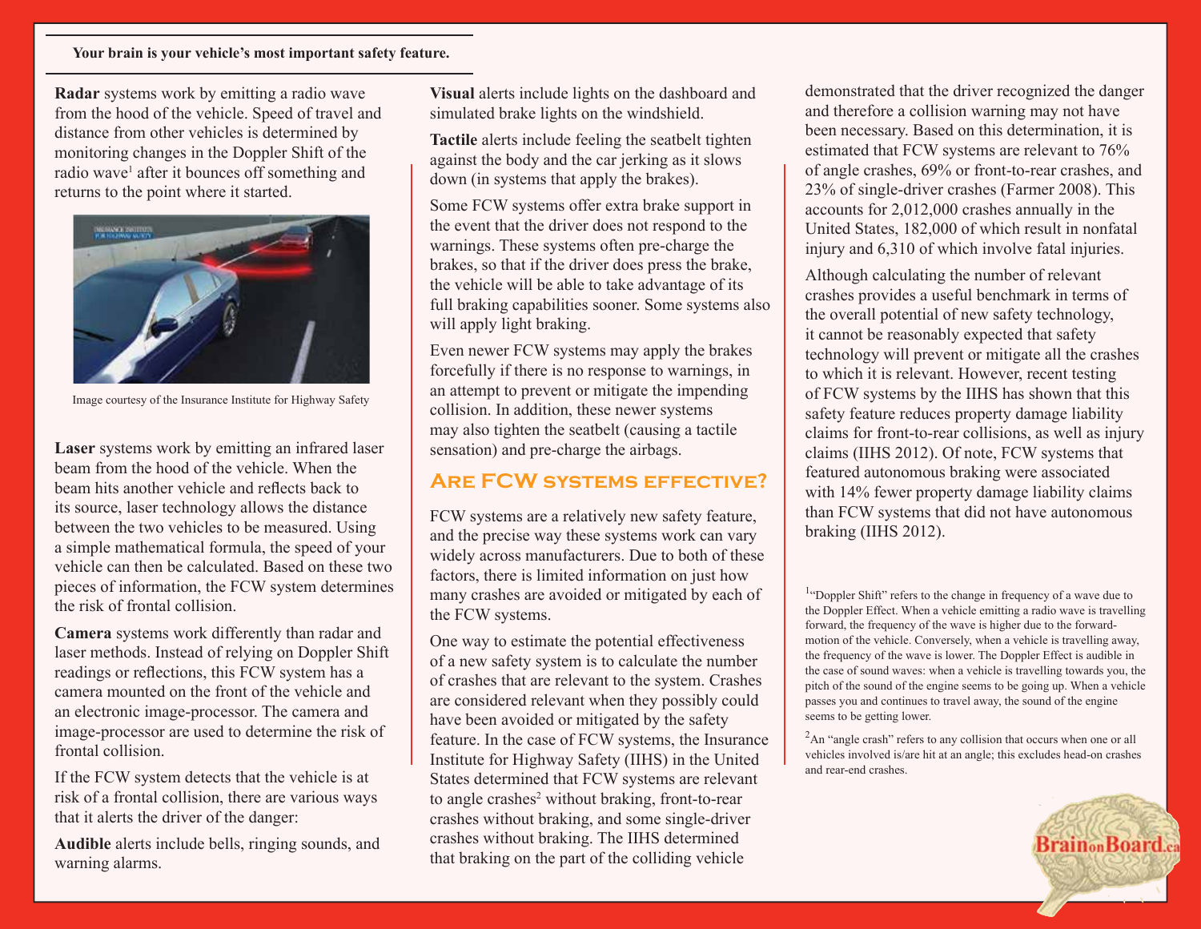**Your brain is your vehicle's most important safety feature.**

**Radar** systems work by emitting a radio wave from the hood of the vehicle. Speed of travel and distance from other vehicles is determined by monitoring changes in the Doppler Shift of the radio wave[1] after it bounces off something and returns to the point where it started.

Image courtesy of the Insurance Institute for Highway Safety

**Laser** systems work by emitting an infrared laser beam from the hood of the vehicle. When the beam hits another vehicle and reflects back to its source, laser technology allows the distance between the two vehicles to be measured. Using a simple mathematical formula, the speed of your vehicle can then be calculated. Based on these two pieces of information, the FCW system determines the risk of frontal collision.

**Camera** systems work differently than radar and laser methods. Instead of relying on Doppler Shift readings or reflections, this FCW system has a camera mounted on the front of the vehicle and an electronic image-processor. The camera and image-processor are used to determine the risk of frontal collision.

If the FCW system detects that the vehicle is at risk of a frontal collision, there are various ways that it alerts the driver of the danger:

**Audible** alerts include bells, ringing sounds, and warning alarms.

**Visual** alerts include lights on the dashboard and simulated brake lights on the windshield.

**Tactile** alerts include feeling the seatbelt tighten against the body and the car jerking as it slows down (in systems that apply the brakes).

Some FCW systems offer extra brake support in the event that the driver does not respond to the warnings. These systems often pre-charge the brakes, so that if the driver does press the brake, the vehicle will be able to take advantage of its full braking capabilities sooner. Some systems also will apply light braking.

Even newer FCW systems may apply the brakes forcefully if there is no response to warnings, in an attempt to prevent or mitigate the impending collision. In addition, these newer systems may also tighten the seatbelt (causing a tactile sensation) and pre-charge the airbags.

## Are FCW systems effective?

FCW systems are a relatively new safety feature, and the precise way these systems work can vary widely across manufacturers. Due to both of these factors, there is limited information on just how many crashes are avoided or mitigated by each of the FCW systems.

One way to estimate the potential effectiveness of a new safety system is to calculate the number of crashes that are relevant to the system. Crashes are considered relevant when they possibly could have been avoided or mitigated by the safety feature. In the case of FCW systems, the Insurance Institute for Highway Safety (IIHS) in the United States determined that FCW systems are relevant to angle crashes[2] without braking, front-to-rear crashes without braking, and some single-driver crashes without braking. The IIHS determined that braking on the part of the colliding vehicle demonstrated that the driver recognized the danger and therefore a collision warning may not have been necessary. Based on this determination, it is estimated that FCW systems are relevant to 76% of angle crashes, 69% or front-to-rear crashes, and 23% of single-driver crashes (Farmer 2008). This accounts for 2,012,000 crashes annually in the United States, 182,000 of which result in nonfatal injury and 6,310 of which involve fatal injuries.

Although calculating the number of relevant crashes provides a useful benchmark in terms of the overall potential of new safety technology, it cannot be reasonably expected that safety technology will prevent or mitigate all the crashes to which it is relevant. However, recent testing of FCW systems by the IIHS has shown that this safety feature reduces property damage liability claims for front-to-rear collisions, as well as injury claims (IIHS 2012). Of note, FCW systems that featured autonomous braking were associated with 14% fewer property damage liability claims than FCW systems that did not have autonomous braking (IIHS 2012).

[1] "Doppler Shift" refers to the change in frequency of a wave due to the Doppler Effect. When a vehicle emitting a radio wave is travelling forward, the frequency of the wave is higher due to the forward-motion of the vehicle. Conversely, when a vehicle is travelling away, the frequency of the wave is lower. The Doppler Effect is audible in the case of sound waves: when a vehicle is travelling towards you, the pitch of the sound of the engine seems to be going up. When a vehicle passes you and continues to travel away, the sound of the engine seems to be getting lower.

[2] An "angle crash" refers to any collision that occurs when one or all vehicles involved is/are hit at an angle; this excludes head-on crashes and rear-end crashes.

BrainonBoard.ca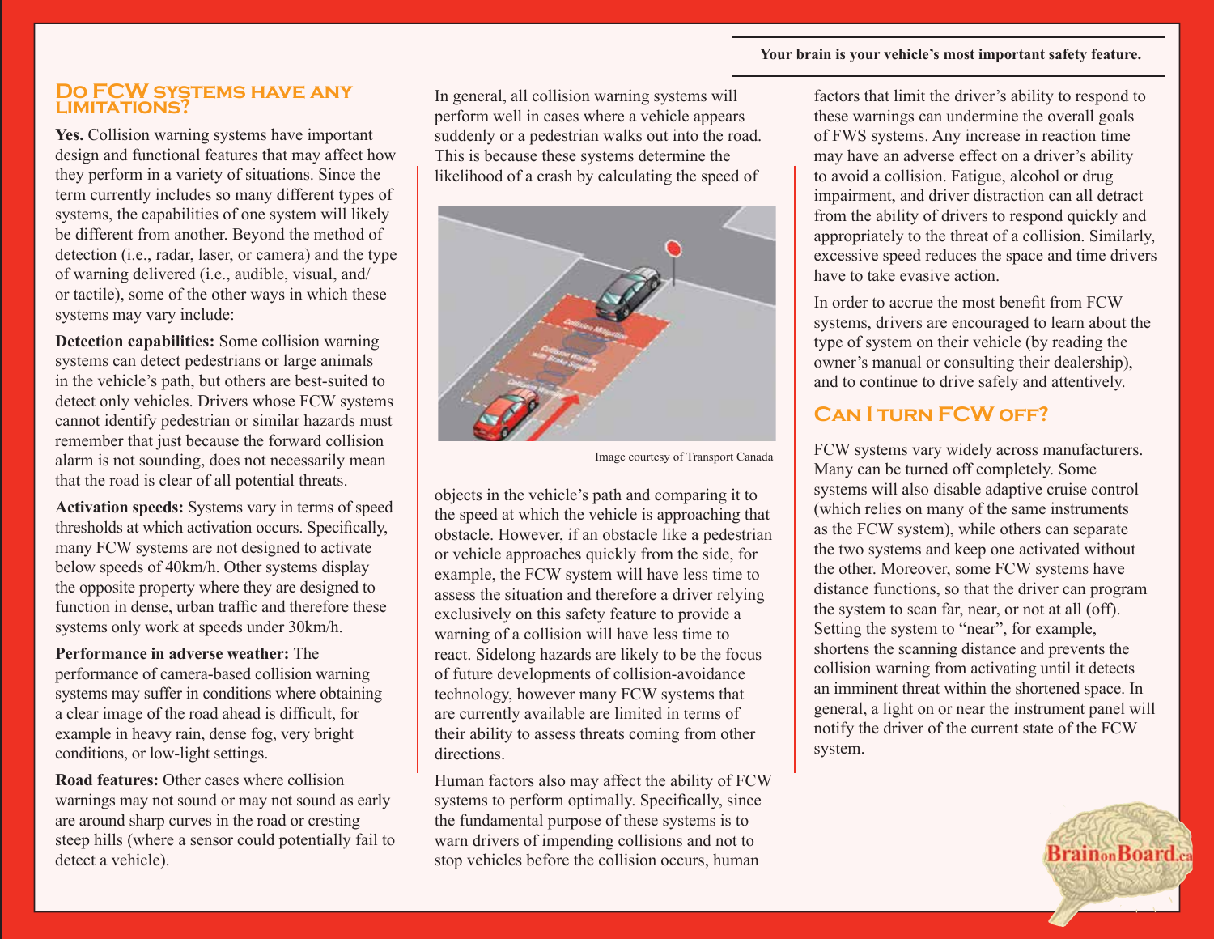## Do FCW systems have any limitations?

**Yes.** Collision warning systems have important design and functional features that may affect how they perform in a variety of situations. Since the term currently includes so many different types of systems, the capabilities of one system will likely be different from another. Beyond the method of detection (i.e., radar, laser, or camera) and the type of warning delivered (i.e., audible, visual, and/or tactile), some of the other ways in which these systems may vary include:

**Detection capabilities:** Some collision warning systems can detect pedestrians or large animals in the vehicle's path, but others are best-suited to detect only vehicles. Drivers whose FCW systems cannot identify pedestrian or similar hazards must remember that just because the forward collision alarm is not sounding, does not necessarily mean that the road is clear of all potential threats.

**Activation speeds:** Systems vary in terms of speed thresholds at which activation occurs. Specifically, many FCW systems are not designed to activate below speeds of 40km/h. Other systems display the opposite property where they are designed to function in dense, urban traffic and therefore these systems only work at speeds under 30km/h.

**Performance in adverse weather:** The performance of camera-based collision warning systems may suffer in conditions where obtaining a clear image of the road ahead is difficult, for example in heavy rain, dense fog, very bright conditions, or low-light settings.

**Road features:** Other cases where collision warnings may not sound or may not sound as early are around sharp curves in the road or cresting steep hills (where a sensor could potentially fail to detect a vehicle).

In general, all collision warning systems will perform well in cases where a vehicle appears suddenly or a pedestrian walks out into the road. This is because these systems determine the likelihood of a crash by calculating the speed of objects in the vehicle's path and comparing it to the speed at which the vehicle is approaching that obstacle. However, if an obstacle like a pedestrian or vehicle approaches quickly from the side, for example, the FCW system will have less time to assess the situation and therefore a driver relying exclusively on this safety feature to provide a warning of a collision will have less time to react. Sidelong hazards are likely to be the focus of future developments of collision-avoidance technology, however many FCW systems that are currently available are limited in terms of their ability to assess threats coming from other directions.

Image courtesy of Transport Canada

Human factors also may affect the ability of FCW systems to perform optimally. Specifically, since the fundamental purpose of these systems is to warn drivers of impending collisions and not to stop vehicles before the collision occurs, human factors that limit the driver's ability to respond to these warnings can undermine the overall goals of FWS systems. Any increase in reaction time may have an adverse effect on a driver's ability to avoid a collision. Fatigue, alcohol or drug impairment, and driver distraction can all detract from the ability of drivers to respond quickly and appropriately to the threat of a collision. Similarly, excessive speed reduces the space and time drivers have to take evasive action.

In order to accrue the most benefit from FCW systems, drivers are encouraged to learn about the type of system on their vehicle (by reading the owner's manual or consulting their dealership), and to continue to drive safely and attentively.

## Can I turn FCW off?

FCW systems vary widely across manufacturers. Many can be turned off completely. Some systems will also disable adaptive cruise control (which relies on many of the same instruments as the FCW system), while others can separate the two systems and keep one activated without the other. Moreover, some FCW systems have distance functions, so that the driver can program the system to scan far, near, or not at all (off). Setting the system to "near", for example, shortens the scanning distance and prevents the collision warning from activating until it detects an imminent threat within the shortened space. In general, a light on or near the instrument panel will notify the driver of the current state of the FCW system.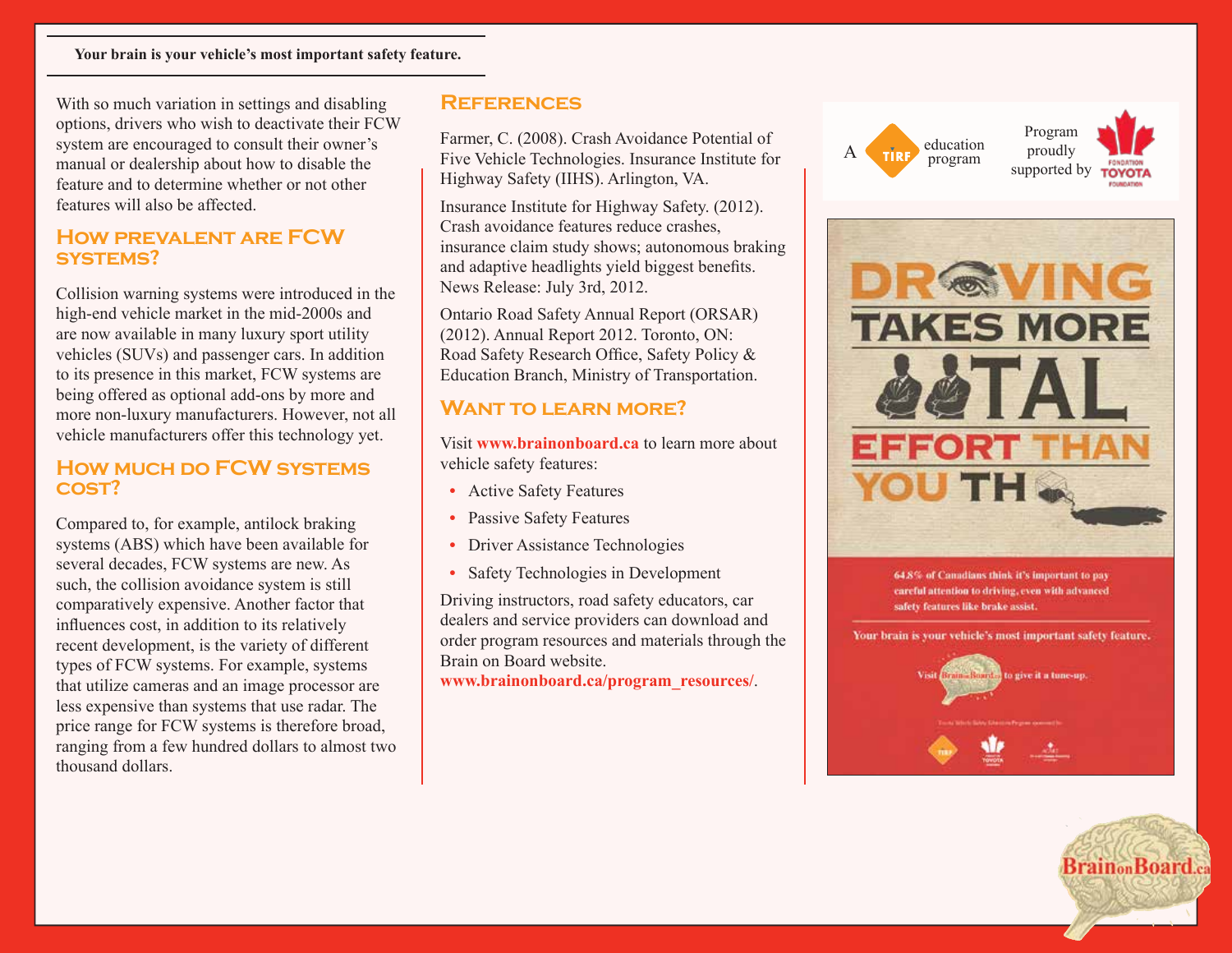**Your brain is your vehicle's most important safety feature.**

With so much variation in settings and disabling options, drivers who wish to deactivate their FCW system are encouraged to consult their owner's manual or dealership about how to disable the feature and to determine whether or not other features will also be affected.

## How prevalent are FCW systems?

Collision warning systems were introduced in the high-end vehicle market in the mid-2000s and are now available in many luxury sport utility vehicles (SUVs) and passenger cars. In addition to its presence in this market, FCW systems are being offered as optional add-ons by more and more non-luxury manufacturers. However, not all vehicle manufacturers offer this technology yet.

## How much do FCW systems cost?

Compared to, for example, antilock braking systems (ABS) which have been available for several decades, FCW systems are new. As such, the collision avoidance system is still comparatively expensive. Another factor that influences cost, in addition to its relatively recent development, is the variety of different types of FCW systems. For example, systems that utilize cameras and an image processor are less expensive than systems that use radar. The price range for FCW systems is therefore broad, ranging from a few hundred dollars to almost two thousand dollars.

## References

Farmer, C. (2008). Crash Avoidance Potential of Five Vehicle Technologies. Insurance Institute for Highway Safety (IIHS). Arlington, VA.

Insurance Institute for Highway Safety. (2012). Crash avoidance features reduce crashes, insurance claim study shows; autonomous braking and adaptive headlights yield biggest benefits. News Release: July 3rd, 2012.

Ontario Road Safety Annual Report (ORSAR) (2012). Annual Report 2012. Toronto, ON: Road Safety Research Office, Safety Policy & Education Branch, Ministry of Transportation.

## Want to learn more?

Visit **www.brainonboard.ca** to learn more about vehicle safety features:

- Active Safety Features
- Passive Safety Features
- Driver Assistance Technologies
- Safety Technologies in Development

Driving instructors, road safety educators, car dealers and service providers can download and order program resources and materials through the Brain on Board website. **www.brainonboard.ca/program_resources/**.

A TIRF education program

Program proudly supported by Fondation Toyota Foundation

DRIVING TAKES MORE MENTAL EFFORT THAN YOU THINK

64.8% of Canadians think it's important to pay careful attention to driving, even with advanced safety features like brake assist.

Your brain is your vehicle's most important safety feature.

Visit BrainonBoard.ca to give it a tune-up.

BrainonBoard.ca